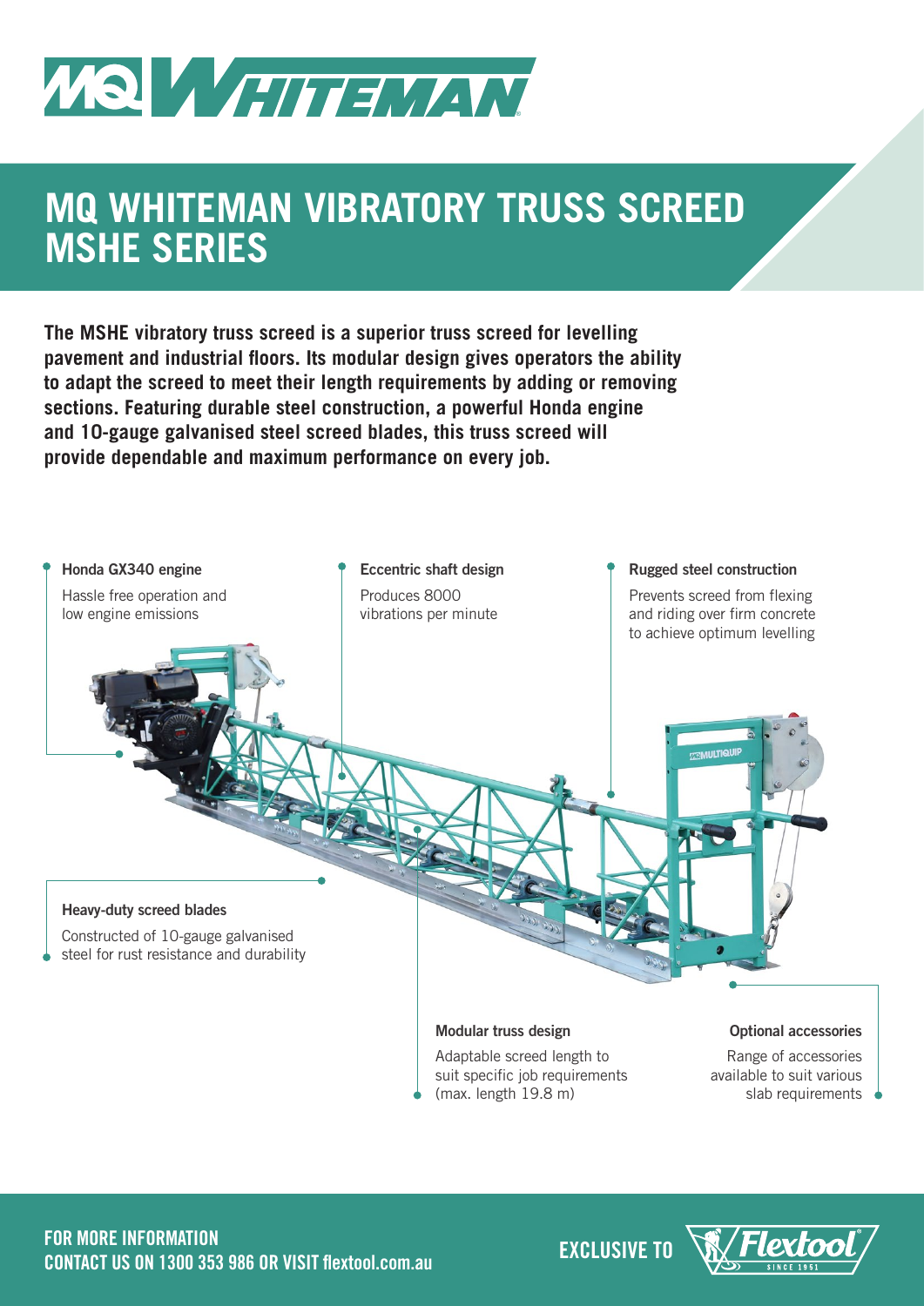# MQ WHITEMAN VIBRATORY TRUSS SCREED MSHE SERIES

**The MSHE vibratory truss screed is a superior truss screed for levelling pavement and industrial floors. Its modular design gives operators the ability to adapt the screed to meet their length requirements by adding or removing sections. Featuring durable steel construction, a powerful Honda engine and 10-gauge galvanised steel screed blades, this truss screed will provide dependable and maximum performance on every job.**

**Honda GX340 engine**
Hassle free operation and low engine emissions

**Eccentric shaft design**
Produces 8000 vibrations per minute

**Rugged steel construction**
Prevents screed from flexing and riding over firm concrete to achieve optimum levelling

**Heavy-duty screed blades**
Constructed of 10-gauge galvanised steel for rust resistance and durability

**Modular truss design**
Adaptable screed length to suit specific job requirements (max. length 19.8 m)

**Optional accessories**
Range of accessories available to suit various slab requirements

**FOR MORE INFORMATION**
**CONTACT US ON 1300 353 986 OR VISIT flextool.com.au**

**EXCLUSIVE TO** Flextool SINCE 1951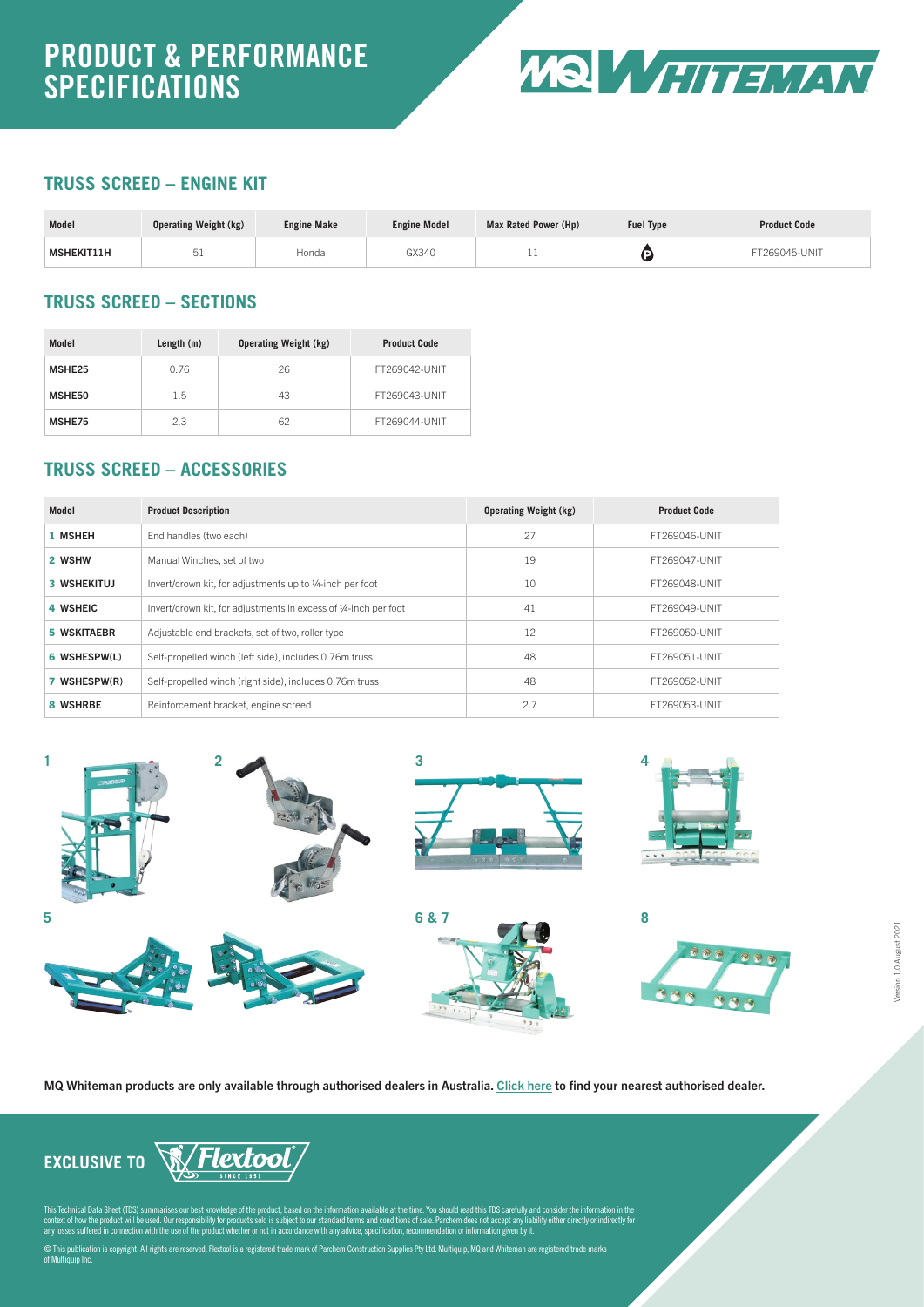# PRODUCT & PERFORMANCE SPECIFICATIONS

MQ WHITEMAN

## TRUSS SCREED – ENGINE KIT

| Model | Operating Weight (kg) | Engine Make | Engine Model | Max Rated Power (Hp) | Fuel Type | Product Code |
|---|---|---|---|---|---|---|
| MSHEKIT11H | 51 | Honda | GX340 | 11 | P | FT269045-UNIT |

## TRUSS SCREED – SECTIONS

| Model | Length (m) | Operating Weight (kg) | Product Code |
|---|---|---|---|
| MSHE25 | 0.76 | 26 | FT269042-UNIT |
| MSHE50 | 1.5 | 43 | FT269043-UNIT |
| MSHE75 | 2.3 | 62 | FT269044-UNIT |

## TRUSS SCREED – ACCESSORIES

| Model | Product Description | Operating Weight (kg) | Product Code |
|---|---|---|---|
| 1 MSHEH | End handles (two each) | 27 | FT269046-UNIT |
| 2 WSHW | Manual Winches, set of two | 19 | FT269047-UNIT |
| 3 WSHEKITUJ | Invert/crown kit, for adjustments up to ¼-inch per foot | 10 | FT269048-UNIT |
| 4 WSHEIC | Invert/crown kit, for adjustments in excess of ¼-inch per foot | 41 | FT269049-UNIT |
| 5 WSKITAEBR | Adjustable end brackets, set of two, roller type | 12 | FT269050-UNIT |
| 6 WSHESPW(L) | Self-propelled winch (left side), includes 0.76m truss | 48 | FT269051-UNIT |
| 7 WSHESPW(R) | Self-propelled winch (right side), includes 0.76m truss | 48 | FT269052-UNIT |
| 8 WSHRBE | Reinforcement bracket, engine screed | 2.7 | FT269053-UNIT |

1

2

3

4

5

6 & 7

8

MQ Whiteman products are only available through authorised dealers in Australia. Click here to find your nearest authorised dealer.

EXCLUSIVE TO Flextool SINCE 1951

This Technical Data Sheet (TDS) summarises our best knowledge of the product, based on the information available at the time. You should read this TDS carefully and consider the information in the context of how the product will be used. Our responsibility for products sold is subject to our standard terms and conditions of sale. Parchem does not accept any liability either directly or indirectly for any losses suffered in connection with the use of the product whether or not in accordance with any advice, specification, recommendation or information given by it.

© This publication is copyright. All rights are reserved. Flextool is a registered trade mark of Parchem Construction Supplies Pty Ltd. Multiquip, MQ and Whiteman are registered trade marks of Multiquip Inc.

Version 1.0 August 2021